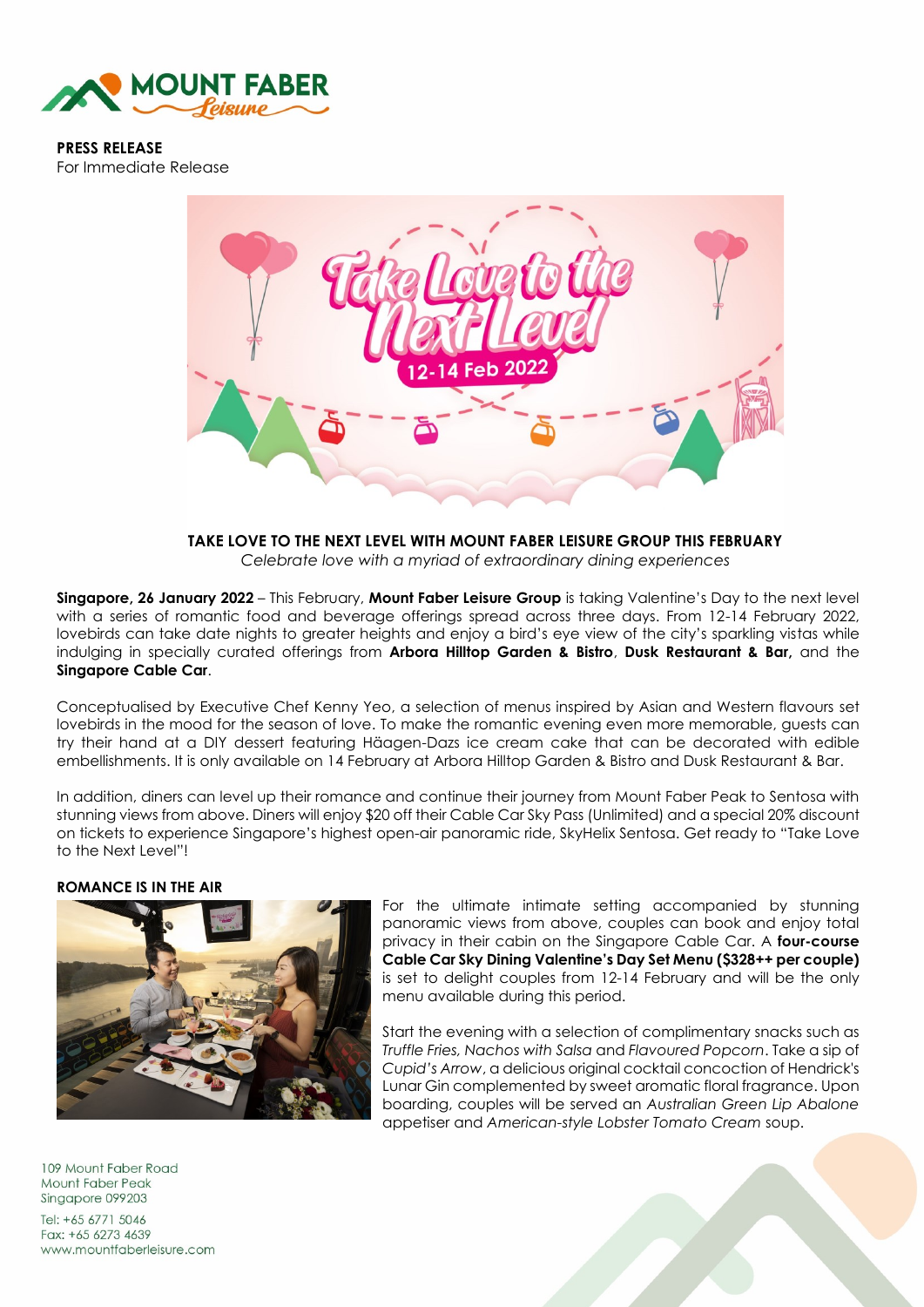**PRESS RELEASE**
For Immediate Release

**TAKE LOVE TO THE NEXT LEVEL WITH MOUNT FABER LEISURE GROUP THIS FEBRUARY**
*Celebrate love with a myriad of extraordinary dining experiences*

**Singapore, 26 January 2022** – This February, **Mount Faber Leisure Group** is taking Valentine's Day to the next level with a series of romantic food and beverage offerings spread across three days. From 12-14 February 2022, lovebirds can take date nights to greater heights and enjoy a bird's eye view of the city's sparkling vistas while indulging in specially curated offerings from **Arbora Hilltop Garden & Bistro**, **Dusk Restaurant & Bar,** and the **Singapore Cable Car**.

Conceptualised by Executive Chef Kenny Yeo, a selection of menus inspired by Asian and Western flavours set lovebirds in the mood for the season of love. To make the romantic evening even more memorable, guests can try their hand at a DIY dessert featuring Häagen-Dazs ice cream cake that can be decorated with edible embellishments. It is only available on 14 February at Arbora Hilltop Garden & Bistro and Dusk Restaurant & Bar.

In addition, diners can level up their romance and continue their journey from Mount Faber Peak to Sentosa with stunning views from above. Diners will enjoy $20 off their Cable Car Sky Pass (Unlimited) and a special 20% discount on tickets to experience Singapore's highest open-air panoramic ride, SkyHelix Sentosa. Get ready to "Take Love to the Next Level"!

**ROMANCE IS IN THE AIR**

For the ultimate intimate setting accompanied by stunning panoramic views from above, couples can book and enjoy total privacy in their cabin on the Singapore Cable Car. A **four-course Cable Car Sky Dining Valentine's Day Set Menu ($328++ per couple)** is set to delight couples from 12-14 February and will be the only menu available during this period.

Start the evening with a selection of complimentary snacks such as *Truffle Fries, Nachos with Salsa* and *Flavoured Popcorn*. Take a sip of *Cupid's Arrow*, a delicious original cocktail concoction of Hendrick's Lunar Gin complemented by sweet aromatic floral fragrance. Upon boarding, couples will be served an *Australian Green Lip Abalone* appetiser and *American-style Lobster Tomato Cream* soup.

109 Mount Faber Road
Mount Faber Peak
Singapore 099203
Tel: +65 6771 5046
Fax: +65 6273 4639
www.mountfaberleisure.com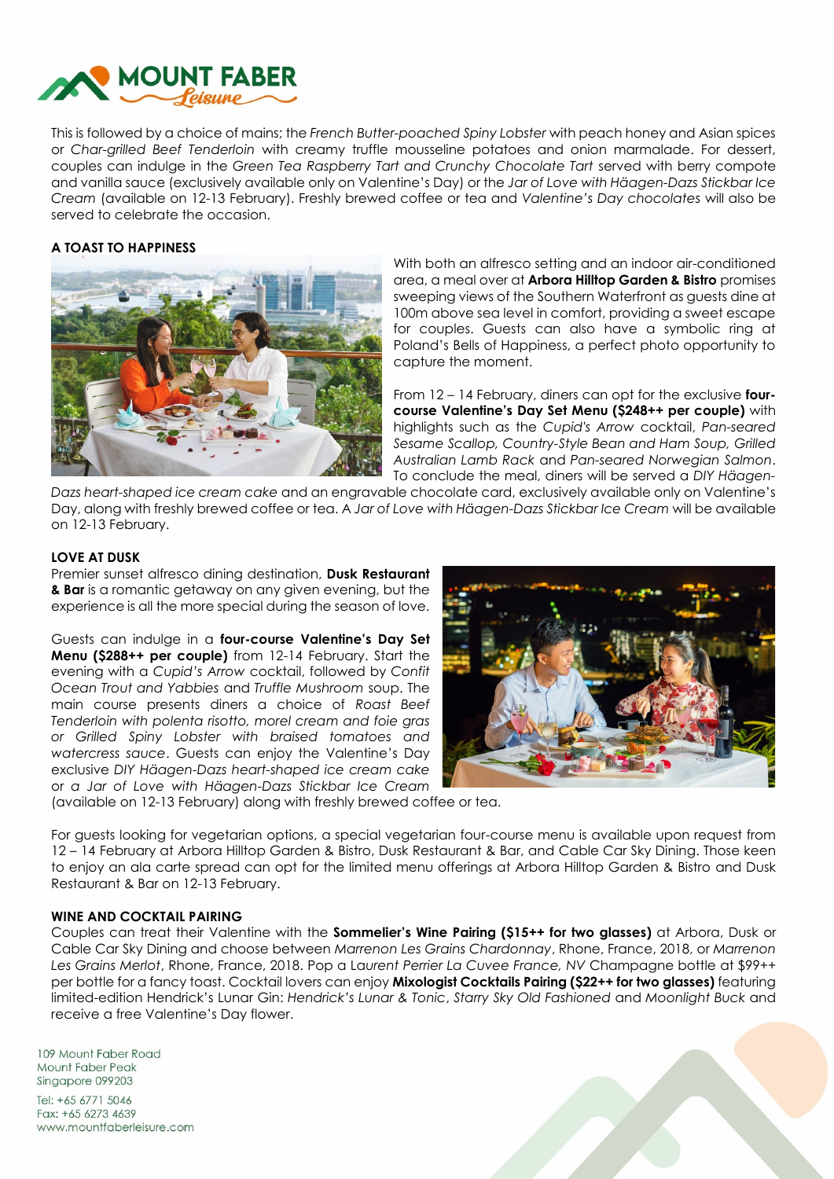This is followed by a choice of mains; the *French Butter-poached Spiny Lobster* with peach honey and Asian spices or *Char-grilled Beef Tenderloin* with creamy truffle mousseline potatoes and onion marmalade. For dessert, couples can indulge in the *Green Tea Raspberry Tart and Crunchy Chocolate Tart* served with berry compote and vanilla sauce (exclusively available only on Valentine's Day) or the *Jar of Love with Häagen-Dazs Stickbar Ice Cream* (available on 12-13 February). Freshly brewed coffee or tea and *Valentine's Day chocolates* will also be served to celebrate the occasion.

**A TOAST TO HAPPINESS**

With both an alfresco setting and an indoor air-conditioned area, a meal over at **Arbora Hilltop Garden & Bistro** promises sweeping views of the Southern Waterfront as guests dine at 100m above sea level in comfort, providing a sweet escape for couples. Guests can also have a symbolic ring at Poland's Bells of Happiness, a perfect photo opportunity to capture the moment.

From 12 – 14 February, diners can opt for the exclusive **four-course Valentine's Day Set Menu ($248++ per couple)** with highlights such as the *Cupid's Arrow* cocktail, *Pan-seared Sesame Scallop, Country-Style Bean and Ham Soup, Grilled Australian Lamb Rack* and *Pan-seared Norwegian Salmon*. To conclude the meal, diners will be served a *DIY Häagen-Dazs heart-shaped ice cream cake* and an engravable chocolate card, exclusively available only on Valentine's Day, along with freshly brewed coffee or tea. A *Jar of Love with Häagen-Dazs Stickbar Ice Cream* will be available on 12-13 February.

**LOVE AT DUSK**

Premier sunset alfresco dining destination, **Dusk Restaurant & Bar** is a romantic getaway on any given evening, but the experience is all the more special during the season of love.

Guests can indulge in a **four-course Valentine's Day Set Menu ($288++ per couple)** from 12-14 February. Start the evening with a *Cupid's Arrow* cocktail, followed by *Confit Ocean Trout and Yabbies* and *Truffle Mushroom* soup. The main course presents diners a choice of *Roast Beef Tenderloin with polenta risotto, morel cream and foie gras* or *Grilled Spiny Lobster with braised tomatoes and watercress sauce*. Guests can enjoy the Valentine's Day exclusive *DIY Häagen-Dazs heart-shaped ice cream cake* or *a Jar of Love with Häagen-Dazs Stickbar Ice Cream* (available on 12-13 February) along with freshly brewed coffee or tea.

For guests looking for vegetarian options, a special vegetarian four-course menu is available upon request from 12 – 14 February at Arbora Hilltop Garden & Bistro, Dusk Restaurant & Bar, and Cable Car Sky Dining. Those keen to enjoy an ala carte spread can opt for the limited menu offerings at Arbora Hilltop Garden & Bistro and Dusk Restaurant & Bar on 12-13 February.

**WINE AND COCKTAIL PAIRING**

Couples can treat their Valentine with the **Sommelier's Wine Pairing ($15++ for two glasses)** at Arbora, Dusk or Cable Car Sky Dining and choose between *Marrenon Les Grains Chardonnay*, Rhone, France, 2018, or *Marrenon Les Grains Merlot*, Rhone, France, 2018. Pop a L*aurent Perrier La Cuvee France, NV* Champagne bottle at $99++ per bottle for a fancy toast. Cocktail lovers can enjoy **Mixologist Cocktails Pairing ($22++ for two glasses)** featuring limited-edition Hendrick's Lunar Gin: *Hendrick's Lunar & Tonic*, *Starry Sky Old Fashioned* and *Moonlight Buck* and receive a free Valentine's Day flower.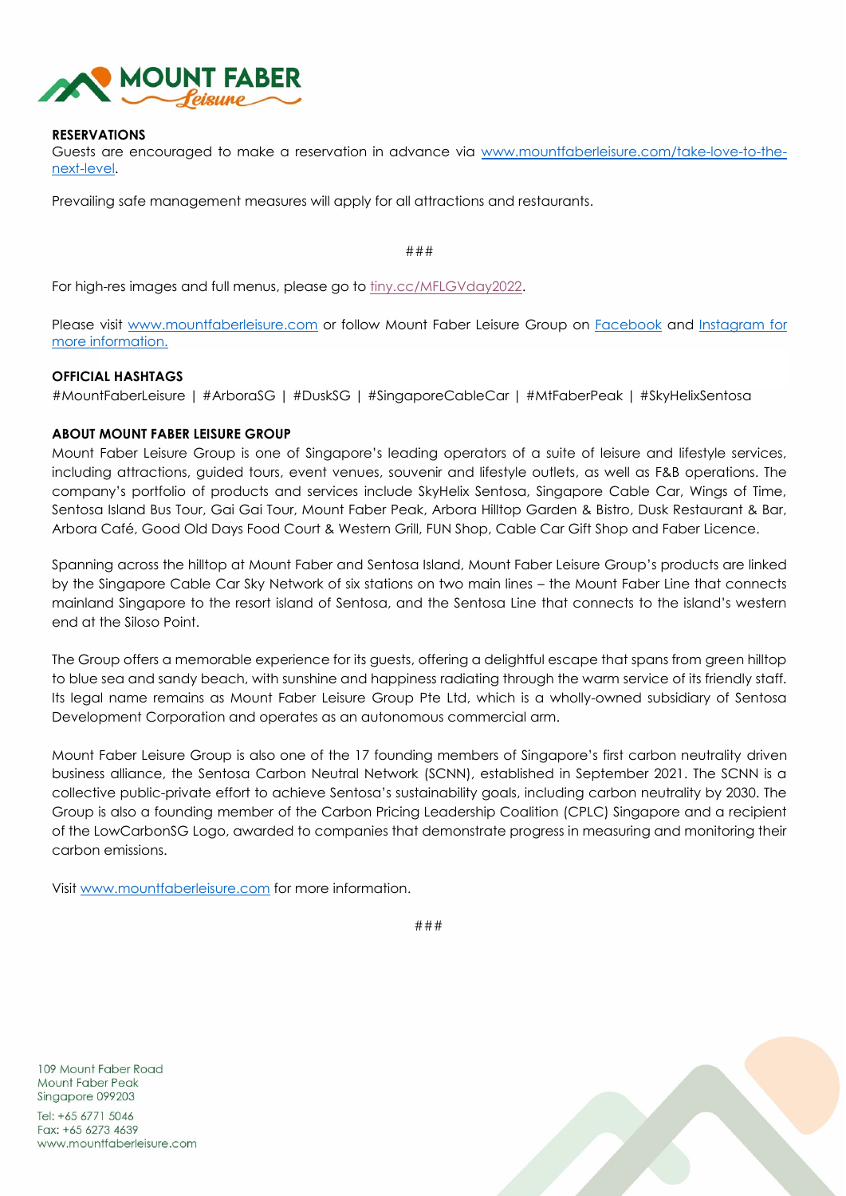**RESERVATIONS**

Guests are encouraged to make a reservation in advance via [www.mountfaberleisure.com/take-love-to-the-next-level](www.mountfaberleisure.com/take-love-to-the-next-level).

Prevailing safe management measures will apply for all attractions and restaurants.

###

For high-res images and full menus, please go to [tiny.cc/MFLGVday2022](tiny.cc/MFLGVday2022).

Please visit [www.mountfaberleisure.com](www.mountfaberleisure.com) or follow Mount Faber Leisure Group on Facebook and Instagram for more information.

**OFFICIAL HASHTAGS**

#MountFaberLeisure | #ArboraSG | #DuskSG | #SingaporeCableCar | #MtFaberPeak | #SkyHelixSentosa

**ABOUT MOUNT FABER LEISURE GROUP**

Mount Faber Leisure Group is one of Singapore's leading operators of a suite of leisure and lifestyle services, including attractions, guided tours, event venues, souvenir and lifestyle outlets, as well as F&B operations. The company's portfolio of products and services include SkyHelix Sentosa, Singapore Cable Car, Wings of Time, Sentosa Island Bus Tour, Gai Gai Tour, Mount Faber Peak, Arbora Hilltop Garden & Bistro, Dusk Restaurant & Bar, Arbora Café, Good Old Days Food Court & Western Grill, FUN Shop, Cable Car Gift Shop and Faber Licence.

Spanning across the hilltop at Mount Faber and Sentosa Island, Mount Faber Leisure Group's products are linked by the Singapore Cable Car Sky Network of six stations on two main lines – the Mount Faber Line that connects mainland Singapore to the resort island of Sentosa, and the Sentosa Line that connects to the island's western end at the Siloso Point.

The Group offers a memorable experience for its guests, offering a delightful escape that spans from green hilltop to blue sea and sandy beach, with sunshine and happiness radiating through the warm service of its friendly staff. Its legal name remains as Mount Faber Leisure Group Pte Ltd, which is a wholly-owned subsidiary of Sentosa Development Corporation and operates as an autonomous commercial arm.

Mount Faber Leisure Group is also one of the 17 founding members of Singapore's first carbon neutrality driven business alliance, the Sentosa Carbon Neutral Network (SCNN), established in September 2021. The SCNN is a collective public-private effort to achieve Sentosa's sustainability goals, including carbon neutrality by 2030. The Group is also a founding member of the Carbon Pricing Leadership Coalition (CPLC) Singapore and a recipient of the LowCarbonSG Logo, awarded to companies that demonstrate progress in measuring and monitoring their carbon emissions.

Visit [www.mountfaberleisure.com](www.mountfaberleisure.com) for more information.

###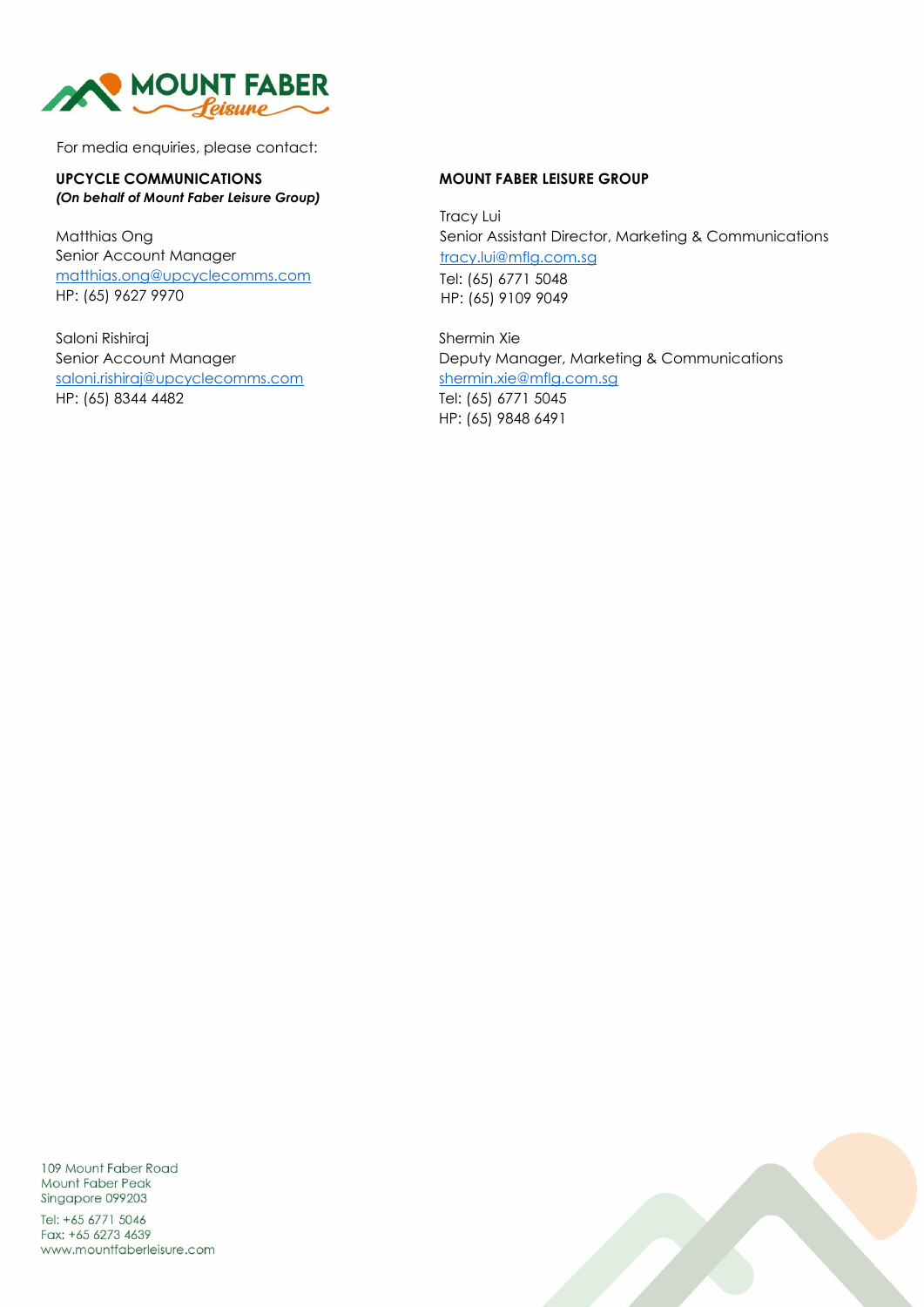For media enquiries, please contact:

**UPCYCLE COMMUNICATIONS**
***(On behalf of Mount Faber Leisure Group)***

Matthias Ong
Senior Account Manager
matthias.ong@upcyclecomms.com
HP: (65) 9627 9970

Saloni Rishiraj
Senior Account Manager
saloni.rishiraj@upcyclecomms.com
HP: (65) 8344 4482

**MOUNT FABER LEISURE GROUP**

Tracy Lui
Senior Assistant Director, Marketing & Communications
tracy.lui@mflg.com.sg
Tel: (65) 6771 5048
HP: (65) 9109 9049

Shermin Xie
Deputy Manager, Marketing & Communications
shermin.xie@mflg.com.sg
Tel: (65) 6771 5045
HP: (65) 9848 6491

109 Mount Faber Road
Mount Faber Peak
Singapore 099203

Tel: +65 6771 5046
Fax: +65 6273 4639
www.mountfaberleisure.com